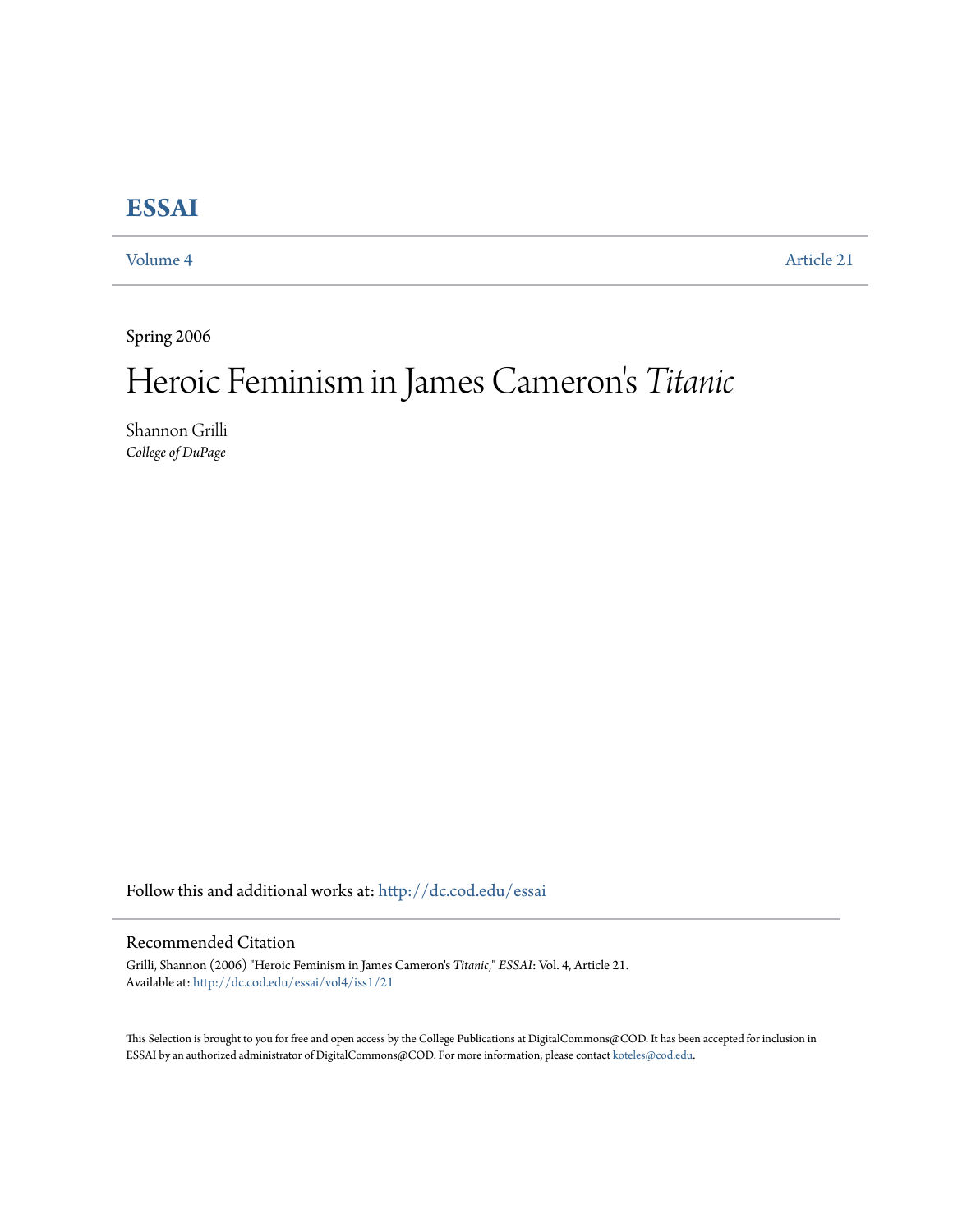# ESSAI

Volume 4 Article 21

Spring 2006

# Heroic Feminism in James Cameron's *Titanic*

Shannon Grilli
*College of DuPage*

Follow this and additional works at: http://dc.cod.edu/essai

## Recommended Citation

Grilli, Shannon (2006) "Heroic Feminism in James Cameron's *Titanic*," *ESSAI*: Vol. 4, Article 21.
Available at: http://dc.cod.edu/essai/vol4/iss1/21

This Selection is brought to you for free and open access by the College Publications at DigitalCommons@COD. It has been accepted for inclusion in ESSAI by an authorized administrator of DigitalCommons@COD. For more information, please contact koteles@cod.edu.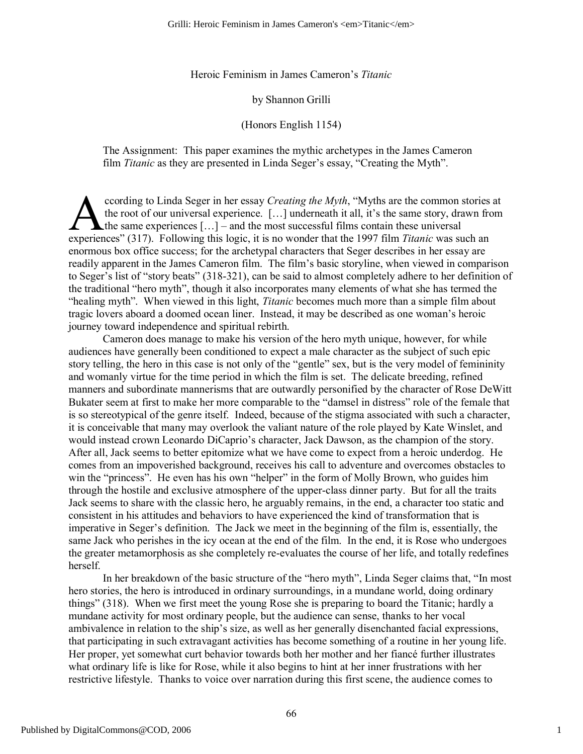Heroic Feminism in James Cameron's *Titanic*

by Shannon Grilli

(Honors English 1154)

The Assignment: This paper examines the mythic archetypes in the James Cameron film *Titanic* as they are presented in Linda Seger's essay, "Creating the Myth".

According to Linda Seger in her essay *Creating the Myth*, "Myths are the common stories at the root of our universal experience. […] underneath it all, it's the same story, drawn from the same experiences […] – and the most successful films contain these universal experiences" (317). Following this logic, it is no wonder that the 1997 film *Titanic* was such an enormous box office success; for the archetypal characters that Seger describes in her essay are readily apparent in the James Cameron film. The film's basic storyline, when viewed in comparison to Seger's list of "story beats" (318-321), can be said to almost completely adhere to her definition of the traditional "hero myth", though it also incorporates many elements of what she has termed the "healing myth". When viewed in this light, *Titanic* becomes much more than a simple film about tragic lovers aboard a doomed ocean liner. Instead, it may be described as one woman's heroic journey toward independence and spiritual rebirth.

Cameron does manage to make his version of the hero myth unique, however, for while audiences have generally been conditioned to expect a male character as the subject of such epic story telling, the hero in this case is not only of the "gentle" sex, but is the very model of femininity and womanly virtue for the time period in which the film is set. The delicate breeding, refined manners and subordinate mannerisms that are outwardly personified by the character of Rose DeWitt Bukater seem at first to make her more comparable to the "damsel in distress" role of the female that is so stereotypical of the genre itself. Indeed, because of the stigma associated with such a character, it is conceivable that many may overlook the valiant nature of the role played by Kate Winslet, and would instead crown Leonardo DiCaprio's character, Jack Dawson, as the champion of the story. After all, Jack seems to better epitomize what we have come to expect from a heroic underdog. He comes from an impoverished background, receives his call to adventure and overcomes obstacles to win the "princess". He even has his own "helper" in the form of Molly Brown, who guides him through the hostile and exclusive atmosphere of the upper-class dinner party. But for all the traits Jack seems to share with the classic hero, he arguably remains, in the end, a character too static and consistent in his attitudes and behaviors to have experienced the kind of transformation that is imperative in Seger's definition. The Jack we meet in the beginning of the film is, essentially, the same Jack who perishes in the icy ocean at the end of the film. In the end, it is Rose who undergoes the greater metamorphosis as she completely re-evaluates the course of her life, and totally redefines herself.

In her breakdown of the basic structure of the "hero myth", Linda Seger claims that, "In most hero stories, the hero is introduced in ordinary surroundings, in a mundane world, doing ordinary things" (318). When we first meet the young Rose she is preparing to board the Titanic; hardly a mundane activity for most ordinary people, but the audience can sense, thanks to her vocal ambivalence in relation to the ship's size, as well as her generally disenchanted facial expressions, that participating in such extravagant activities has become something of a routine in her young life. Her proper, yet somewhat curt behavior towards both her mother and her fiancé further illustrates what ordinary life is like for Rose, while it also begins to hint at her inner frustrations with her restrictive lifestyle. Thanks to voice over narration during this first scene, the audience comes to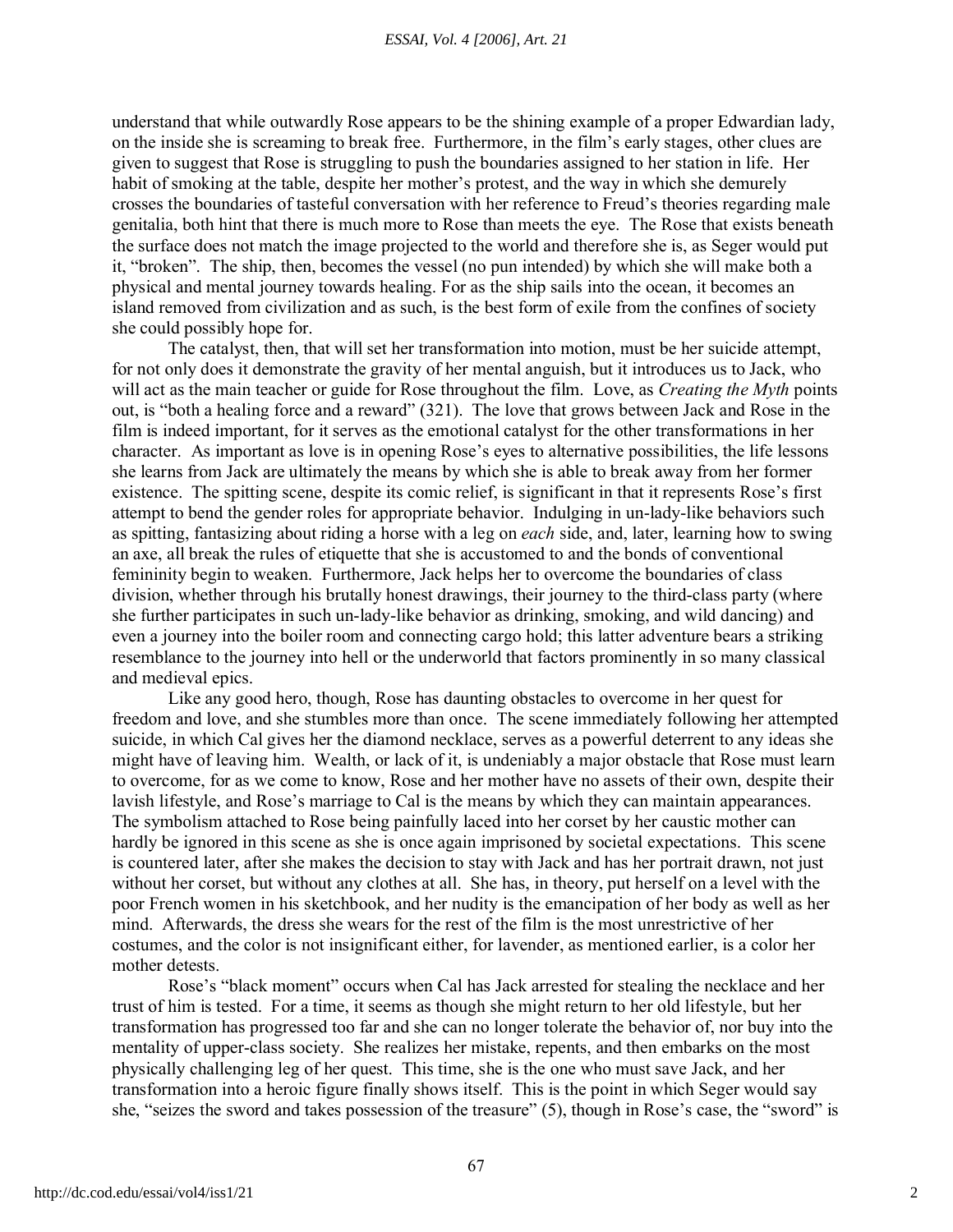understand that while outwardly Rose appears to be the shining example of a proper Edwardian lady, on the inside she is screaming to break free. Furthermore, in the film's early stages, other clues are given to suggest that Rose is struggling to push the boundaries assigned to her station in life. Her habit of smoking at the table, despite her mother's protest, and the way in which she demurely crosses the boundaries of tasteful conversation with her reference to Freud's theories regarding male genitalia, both hint that there is much more to Rose than meets the eye. The Rose that exists beneath the surface does not match the image projected to the world and therefore she is, as Seger would put it, "broken". The ship, then, becomes the vessel (no pun intended) by which she will make both a physical and mental journey towards healing. For as the ship sails into the ocean, it becomes an island removed from civilization and as such, is the best form of exile from the confines of society she could possibly hope for.

The catalyst, then, that will set her transformation into motion, must be her suicide attempt, for not only does it demonstrate the gravity of her mental anguish, but it introduces us to Jack, who will act as the main teacher or guide for Rose throughout the film. Love, as *Creating the Myth* points out, is "both a healing force and a reward" (321). The love that grows between Jack and Rose in the film is indeed important, for it serves as the emotional catalyst for the other transformations in her character. As important as love is in opening Rose's eyes to alternative possibilities, the life lessons she learns from Jack are ultimately the means by which she is able to break away from her former existence. The spitting scene, despite its comic relief, is significant in that it represents Rose's first attempt to bend the gender roles for appropriate behavior. Indulging in un-lady-like behaviors such as spitting, fantasizing about riding a horse with a leg on *each* side, and, later, learning how to swing an axe, all break the rules of etiquette that she is accustomed to and the bonds of conventional femininity begin to weaken. Furthermore, Jack helps her to overcome the boundaries of class division, whether through his brutally honest drawings, their journey to the third-class party (where she further participates in such un-lady-like behavior as drinking, smoking, and wild dancing) and even a journey into the boiler room and connecting cargo hold; this latter adventure bears a striking resemblance to the journey into hell or the underworld that factors prominently in so many classical and medieval epics.

Like any good hero, though, Rose has daunting obstacles to overcome in her quest for freedom and love, and she stumbles more than once. The scene immediately following her attempted suicide, in which Cal gives her the diamond necklace, serves as a powerful deterrent to any ideas she might have of leaving him. Wealth, or lack of it, is undeniably a major obstacle that Rose must learn to overcome, for as we come to know, Rose and her mother have no assets of their own, despite their lavish lifestyle, and Rose's marriage to Cal is the means by which they can maintain appearances. The symbolism attached to Rose being painfully laced into her corset by her caustic mother can hardly be ignored in this scene as she is once again imprisoned by societal expectations. This scene is countered later, after she makes the decision to stay with Jack and has her portrait drawn, not just without her corset, but without any clothes at all. She has, in theory, put herself on a level with the poor French women in his sketchbook, and her nudity is the emancipation of her body as well as her mind. Afterwards, the dress she wears for the rest of the film is the most unrestrictive of her costumes, and the color is not insignificant either, for lavender, as mentioned earlier, is a color her mother detests.

Rose's "black moment" occurs when Cal has Jack arrested for stealing the necklace and her trust of him is tested. For a time, it seems as though she might return to her old lifestyle, but her transformation has progressed too far and she can no longer tolerate the behavior of, nor buy into the mentality of upper-class society. She realizes her mistake, repents, and then embarks on the most physically challenging leg of her quest. This time, she is the one who must save Jack, and her transformation into a heroic figure finally shows itself. This is the point in which Seger would say she, "seizes the sword and takes possession of the treasure" (5), though in Rose's case, the "sword" is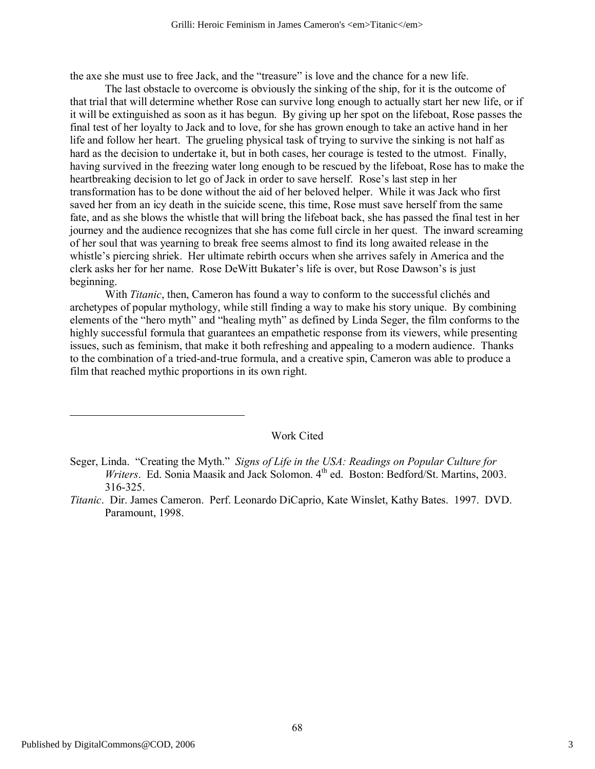the axe she must use to free Jack, and the "treasure" is love and the chance for a new life.

The last obstacle to overcome is obviously the sinking of the ship, for it is the outcome of that trial that will determine whether Rose can survive long enough to actually start her new life, or if it will be extinguished as soon as it has begun. By giving up her spot on the lifeboat, Rose passes the final test of her loyalty to Jack and to love, for she has grown enough to take an active hand in her life and follow her heart. The grueling physical task of trying to survive the sinking is not half as hard as the decision to undertake it, but in both cases, her courage is tested to the utmost. Finally, having survived in the freezing water long enough to be rescued by the lifeboat, Rose has to make the heartbreaking decision to let go of Jack in order to save herself. Rose's last step in her transformation has to be done without the aid of her beloved helper. While it was Jack who first saved her from an icy death in the suicide scene, this time, Rose must save herself from the same fate, and as she blows the whistle that will bring the lifeboat back, she has passed the final test in her journey and the audience recognizes that she has come full circle in her quest. The inward screaming of her soul that was yearning to break free seems almost to find its long awaited release in the whistle's piercing shriek. Her ultimate rebirth occurs when she arrives safely in America and the clerk asks her for her name. Rose DeWitt Bukater's life is over, but Rose Dawson's is just beginning.

With *Titanic*, then, Cameron has found a way to conform to the successful clichés and archetypes of popular mythology, while still finding a way to make his story unique. By combining elements of the "hero myth" and "healing myth" as defined by Linda Seger, the film conforms to the highly successful formula that guarantees an empathetic response from its viewers, while presenting issues, such as feminism, that make it both refreshing and appealing to a modern audience. Thanks to the combination of a tried-and-true formula, and a creative spin, Cameron was able to produce a film that reached mythic proportions in its own right.

---

## Work Cited

Seger, Linda. "Creating the Myth." *Signs of Life in the USA: Readings on Popular Culture for Writers*. Ed. Sonia Maasik and Jack Solomon. 4th ed. Boston: Bedford/St. Martins, 2003. 316-325.

*Titanic*. Dir. James Cameron. Perf. Leonardo DiCaprio, Kate Winslet, Kathy Bates. 1997. DVD. Paramount, 1998.